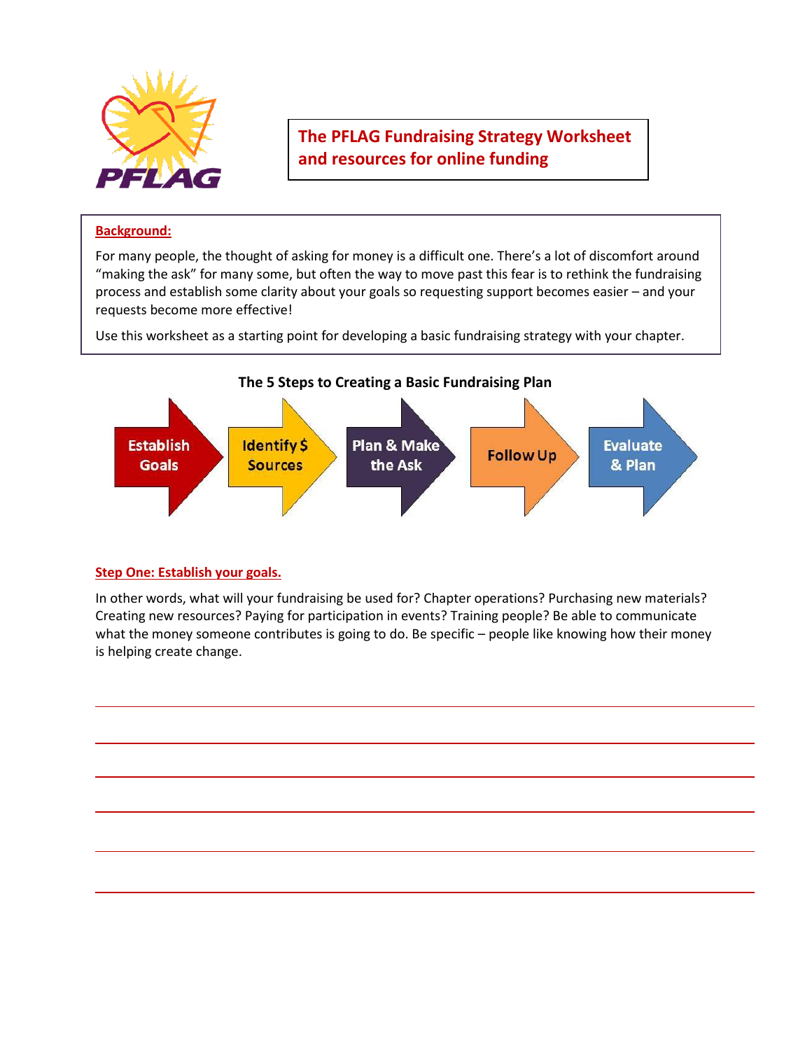# The PFLAG Fundraising Strategy Worksheet and resources for online funding

**Background:**

For many people, the thought of asking for money is a difficult one. There's a lot of discomfort around "making the ask" for many some, but often the way to move past this fear is to rethink the fundraising process and establish some clarity about your goals so requesting support becomes easier – and your requests become more effective!

Use this worksheet as a starting point for developing a basic fundraising strategy with your chapter.

## The 5 Steps to Creating a Basic Fundraising Plan

Establish Goals → Identify $ Sources → Plan & Make the Ask → Follow Up → Evaluate & Plan

### Step One: Establish your goals.

In other words, what will your fundraising be used for? Chapter operations? Purchasing new materials? Creating new resources? Paying for participation in events? Training people? Be able to communicate what the money someone contributes is going to do. Be specific – people like knowing how their money is helping create change.

______________________________________________________________________

______________________________________________________________________

______________________________________________________________________

______________________________________________________________________

______________________________________________________________________

______________________________________________________________________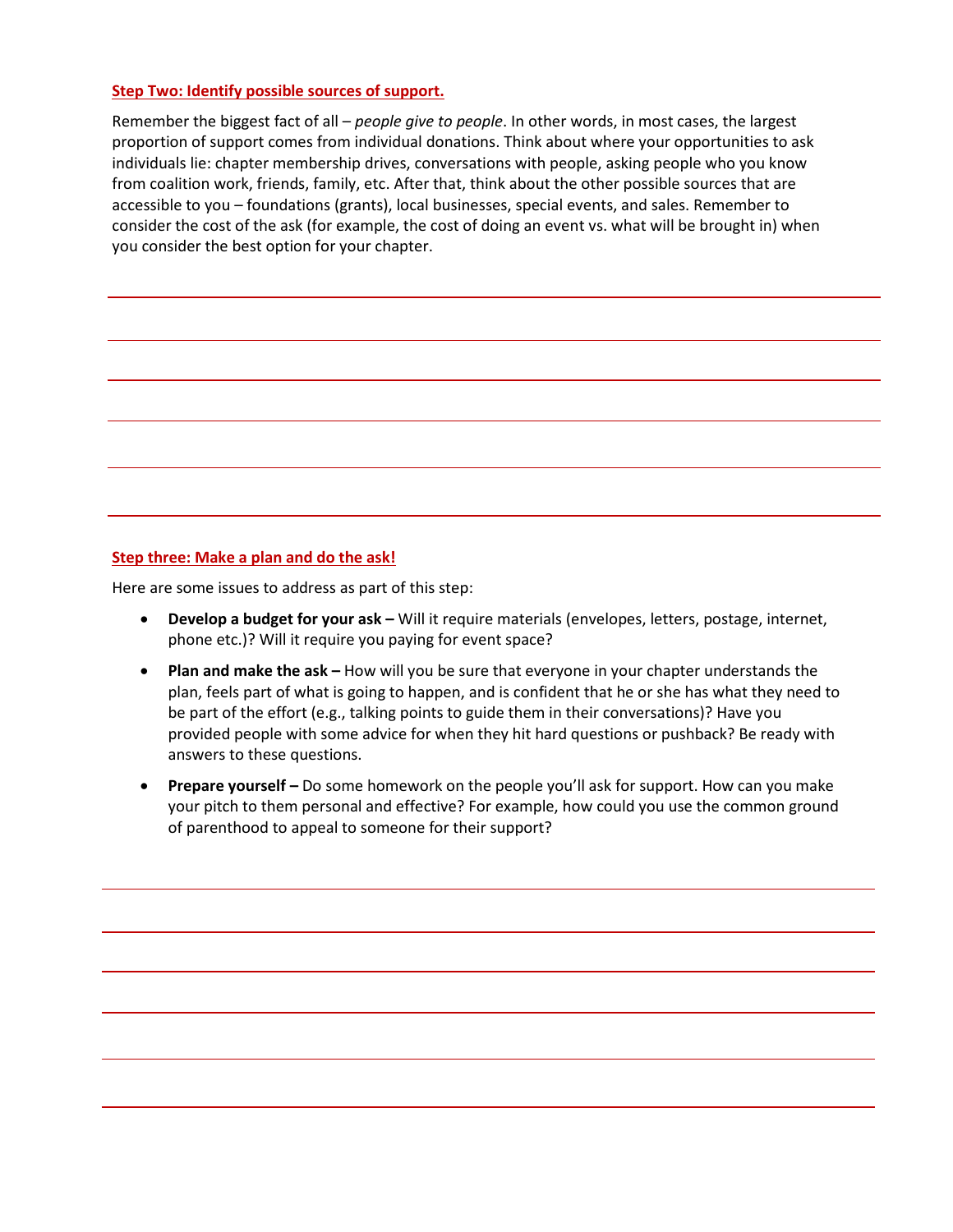**Step Two: Identify possible sources of support.**

Remember the biggest fact of all – *people give to people*. In other words, in most cases, the largest proportion of support comes from individual donations. Think about where your opportunities to ask individuals lie: chapter membership drives, conversations with people, asking people who you know from coalition work, friends, family, etc. After that, think about the other possible sources that are accessible to you – foundations (grants), local businesses, special events, and sales. Remember to consider the cost of the ask (for example, the cost of doing an event vs. what will be brought in) when you consider the best option for your chapter.

**Step three: Make a plan and do the ask!**

Here are some issues to address as part of this step:

- **Develop a budget for your ask –** Will it require materials (envelopes, letters, postage, internet, phone etc.)? Will it require you paying for event space?
- **Plan and make the ask –** How will you be sure that everyone in your chapter understands the plan, feels part of what is going to happen, and is confident that he or she has what they need to be part of the effort (e.g., talking points to guide them in their conversations)? Have you provided people with some advice for when they hit hard questions or pushback? Be ready with answers to these questions.
- **Prepare yourself –** Do some homework on the people you'll ask for support. How can you make your pitch to them personal and effective? For example, how could you use the common ground of parenthood to appeal to someone for their support?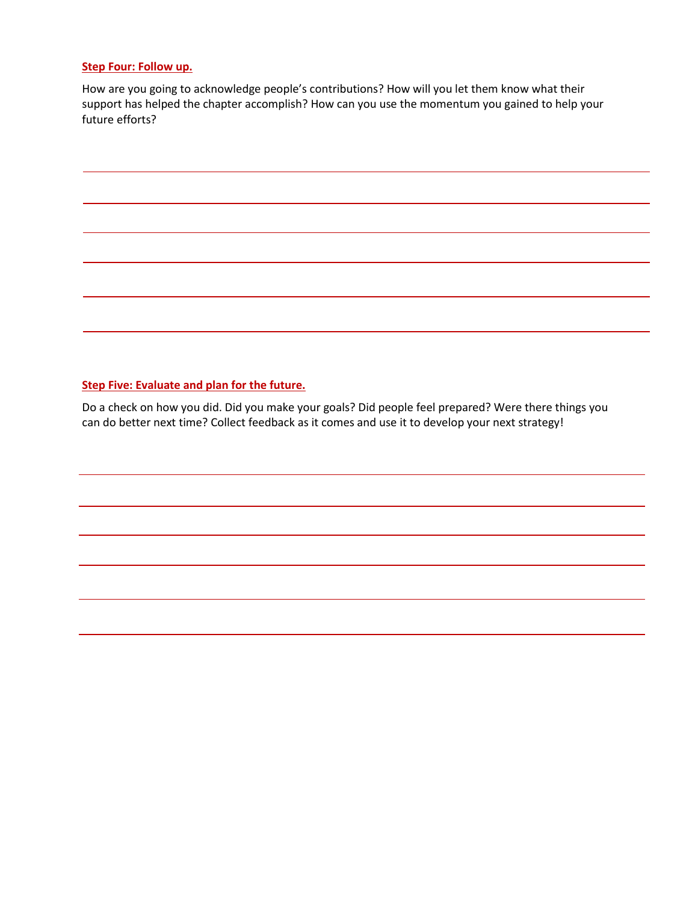**Step Four: Follow up.**

How are you going to acknowledge people's contributions? How will you let them know what their support has helped the chapter accomplish? How can you use the momentum you gained to help your future efforts?

**Step Five: Evaluate and plan for the future.**

Do a check on how you did. Did you make your goals? Did people feel prepared? Were there things you can do better next time? Collect feedback as it comes and use it to develop your next strategy!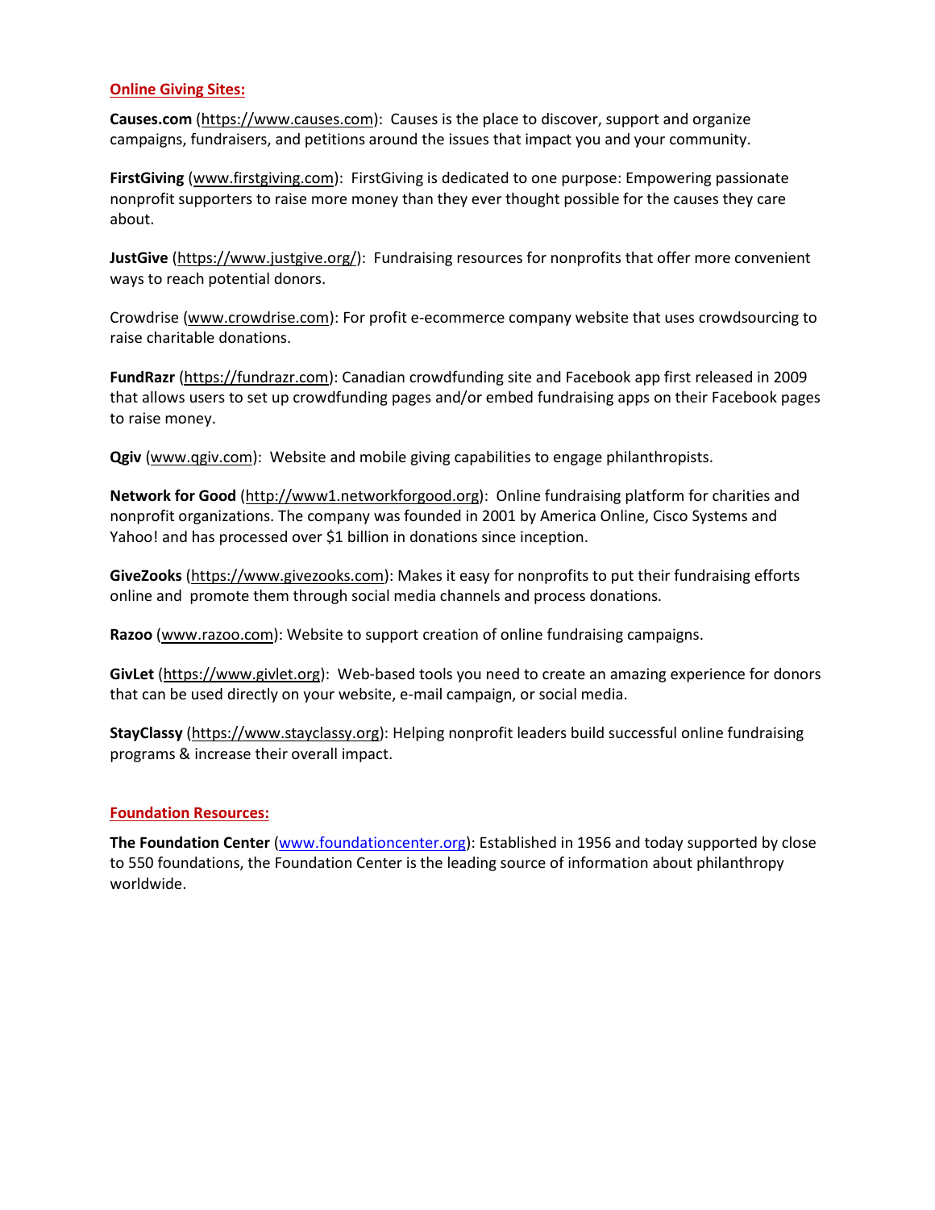## Online Giving Sites:

**Causes.com** (https://www.causes.com): Causes is the place to discover, support and organize campaigns, fundraisers, and petitions around the issues that impact you and your community.

**FirstGiving** (www.firstgiving.com): FirstGiving is dedicated to one purpose: Empowering passionate nonprofit supporters to raise more money than they ever thought possible for the causes they care about.

**JustGive** (https://www.justgive.org/): Fundraising resources for nonprofits that offer more convenient ways to reach potential donors.

Crowdrise (www.crowdrise.com): For profit e-ecommerce company website that uses crowdsourcing to raise charitable donations.

**FundRazr** (https://fundrazr.com): Canadian crowdfunding site and Facebook app first released in 2009 that allows users to set up crowdfunding pages and/or embed fundraising apps on their Facebook pages to raise money.

**Qgiv** (www.qgiv.com): Website and mobile giving capabilities to engage philanthropists.

**Network for Good** (http://www1.networkforgood.org): Online fundraising platform for charities and nonprofit organizations. The company was founded in 2001 by America Online, Cisco Systems and Yahoo! and has processed over $1 billion in donations since inception.

**GiveZooks** (https://www.givezooks.com): Makes it easy for nonprofits to put their fundraising efforts online and promote them through social media channels and process donations.

**Razoo** (www.razoo.com): Website to support creation of online fundraising campaigns.

**GivLet** (https://www.givlet.org): Web-based tools you need to create an amazing experience for donors that can be used directly on your website, e-mail campaign, or social media.

**StayClassy** (https://www.stayclassy.org): Helping nonprofit leaders build successful online fundraising programs & increase their overall impact.

## Foundation Resources:

**The Foundation Center** (www.foundationcenter.org): Established in 1956 and today supported by close to 550 foundations, the Foundation Center is the leading source of information about philanthropy worldwide.